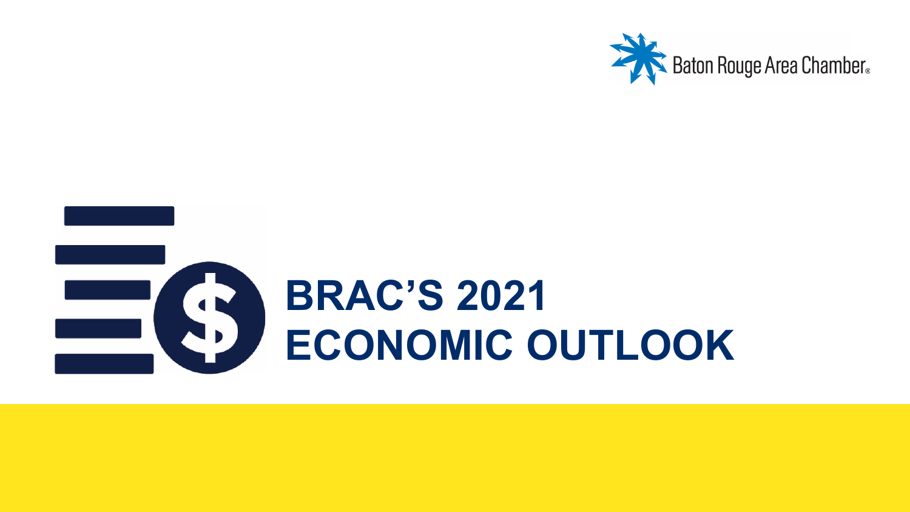Baton Rouge Area Chamber

# BRAC'S 2021 ECONOMIC OUTLOOK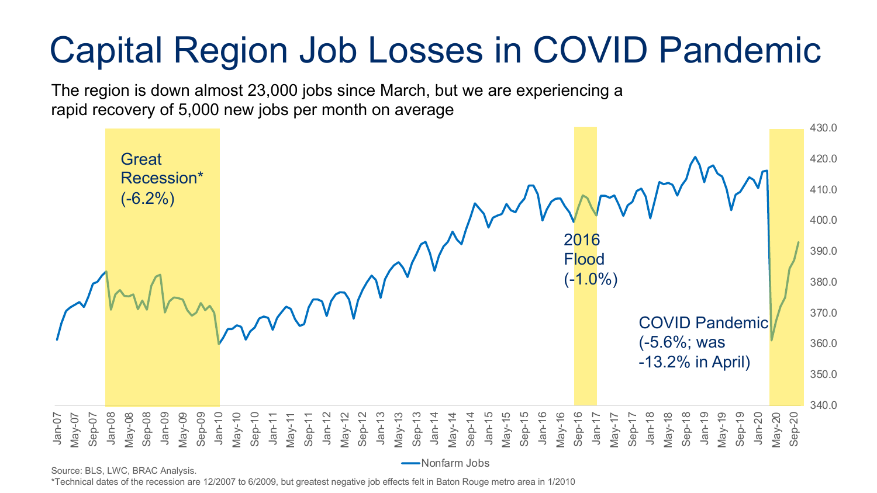# Capital Region Job Losses in COVID Pandemic

The region is down almost 23,000 jobs since March, but we are experiencing a rapid recovery of 5,000 new jobs per month on average

Great Recession* (-6.2%)

2016 Flood (-1.0%)

COVID Pandemic (-5.6%; was -13.2% in April)

Nonfarm Jobs

Source: BLS, LWC, BRAC Analysis.

*Technical dates of the recession are 12/2007 to 6/2009, but greatest negative job effects felt in Baton Rouge metro area in 1/2010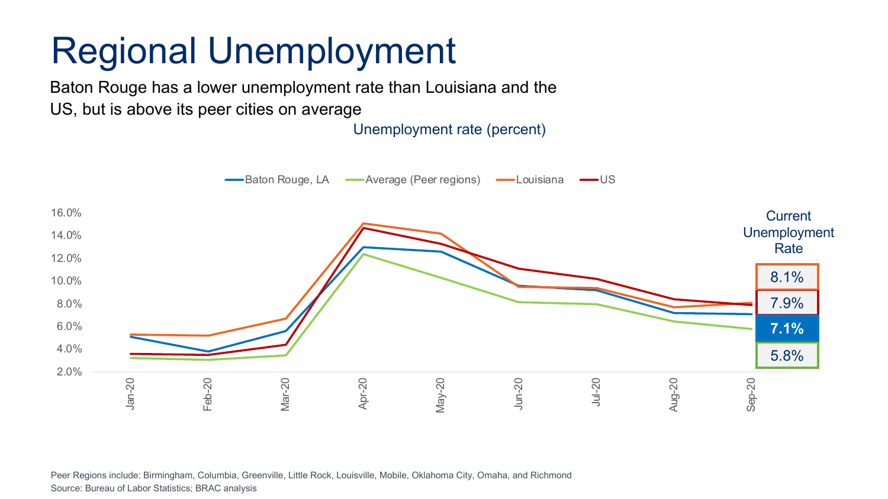# Regional Unemployment

Baton Rouge has a lower unemployment rate than Louisiana and the US, but is above its peer cities on average

Unemployment rate (percent)

Baton Rouge, LA | Average (Peer regions) | Louisiana | US

Current Unemployment Rate

| Series | Current Unemployment Rate |
|---|---|
| Louisiana | 8.1% |
| US | 7.9% |
| Baton Rouge, LA | **7.1%** |
| Average (Peer regions) | 5.8% |

Peer Regions include: Birmingham, Columbia, Greenville, Little Rock, Louisville, Mobile, Oklahoma City, Omaha, and Richmond

Source: Bureau of Labor Statistics; BRAC analysis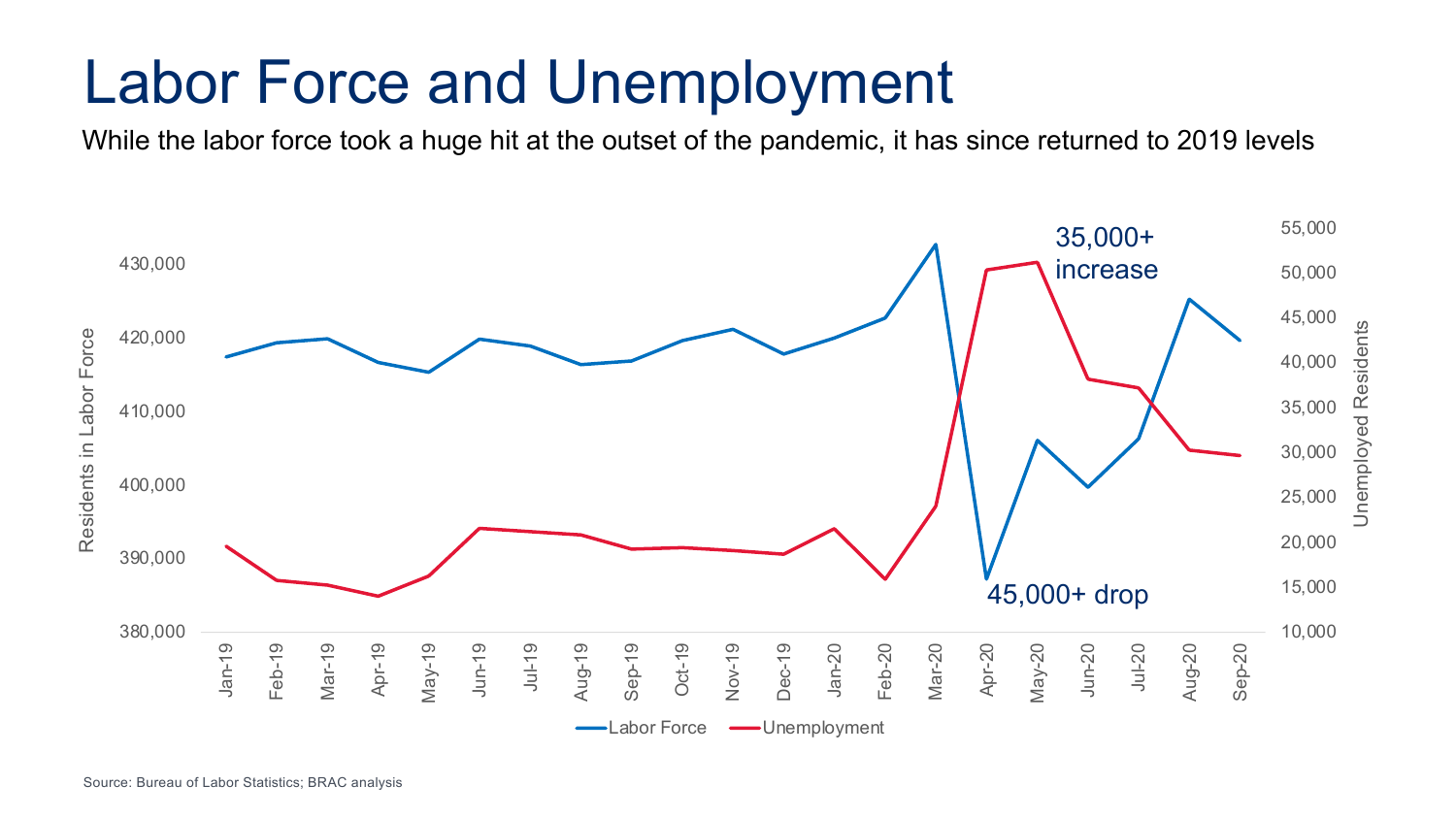# Labor Force and Unemployment

While the labor force took a huge hit at the outset of the pandemic, it has since returned to 2019 levels

Residents in Labor Force

430,000
420,000
410,000
400,000
390,000
380,000

Unemployed Residents

55,000
50,000
45,000
40,000
35,000
30,000
25,000
20,000
15,000
10,000

35,000+ increase

45,000+ drop

Jan-19 Feb-19 Mar-19 Apr-19 May-19 Jun-19 Jul-19 Aug-19 Sep-19 Oct-19 Nov-19 Dec-19 Jan-20 Feb-20 Mar-20 Apr-20 May-20 Jun-20 Jul-20 Aug-20 Sep-20

Labor Force — Unemployment

Source: Bureau of Labor Statistics; BRAC analysis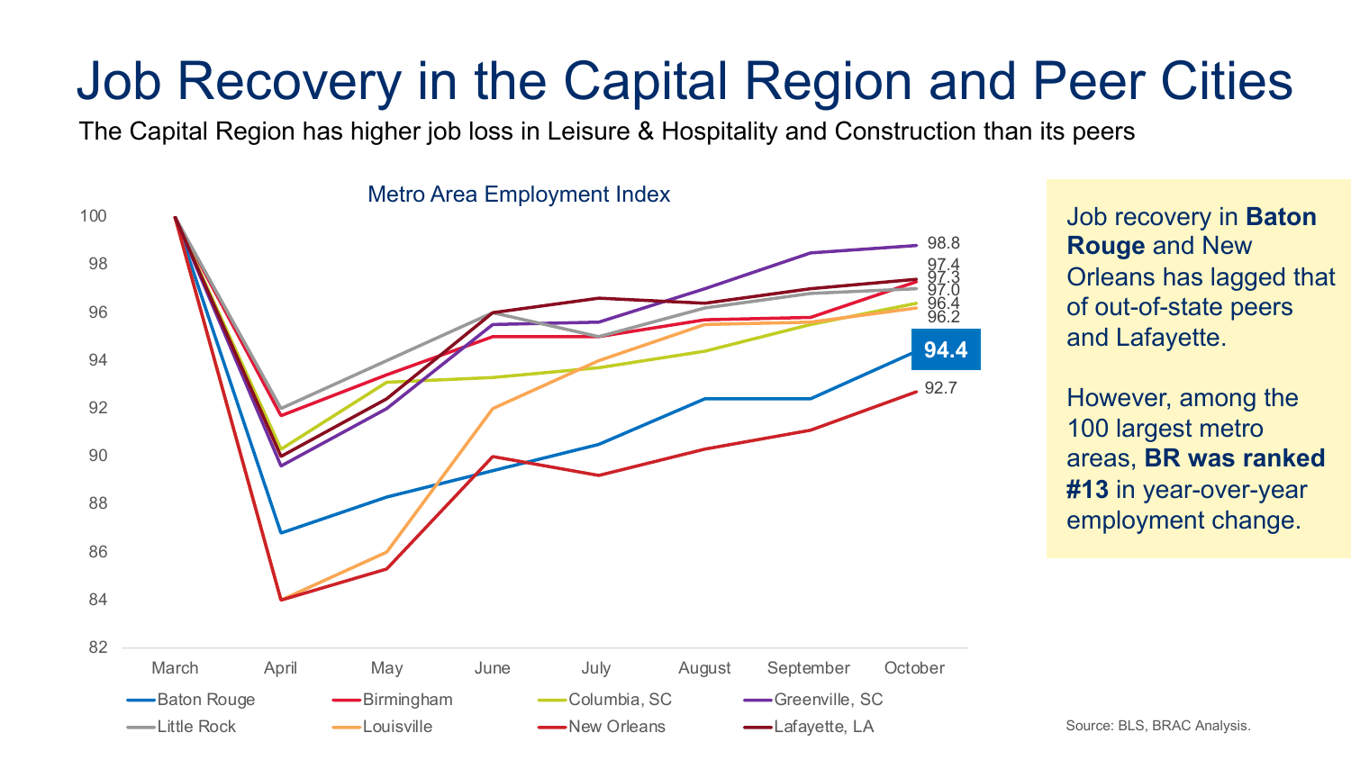# Job Recovery in the Capital Region and Peer Cities

The Capital Region has higher job loss in Leisure & Hospitality and Construction than its peers

**Metro Area Employment Index**

October values: Greenville, SC 98.8; 97.4; 97.3; 97.0; 96.4; 96.2; Baton Rouge **94.4**; New Orleans 92.7

Legend: Baton Rouge, Birmingham, Columbia, SC, Greenville, SC, Little Rock, Louisville, New Orleans, Lafayette, LA

Job recovery in **Baton Rouge** and New Orleans has lagged that of out-of-state peers and Lafayette.

However, among the 100 largest metro areas, **BR was ranked #13** in year-over-year employment change.

Source: BLS, BRAC Analysis.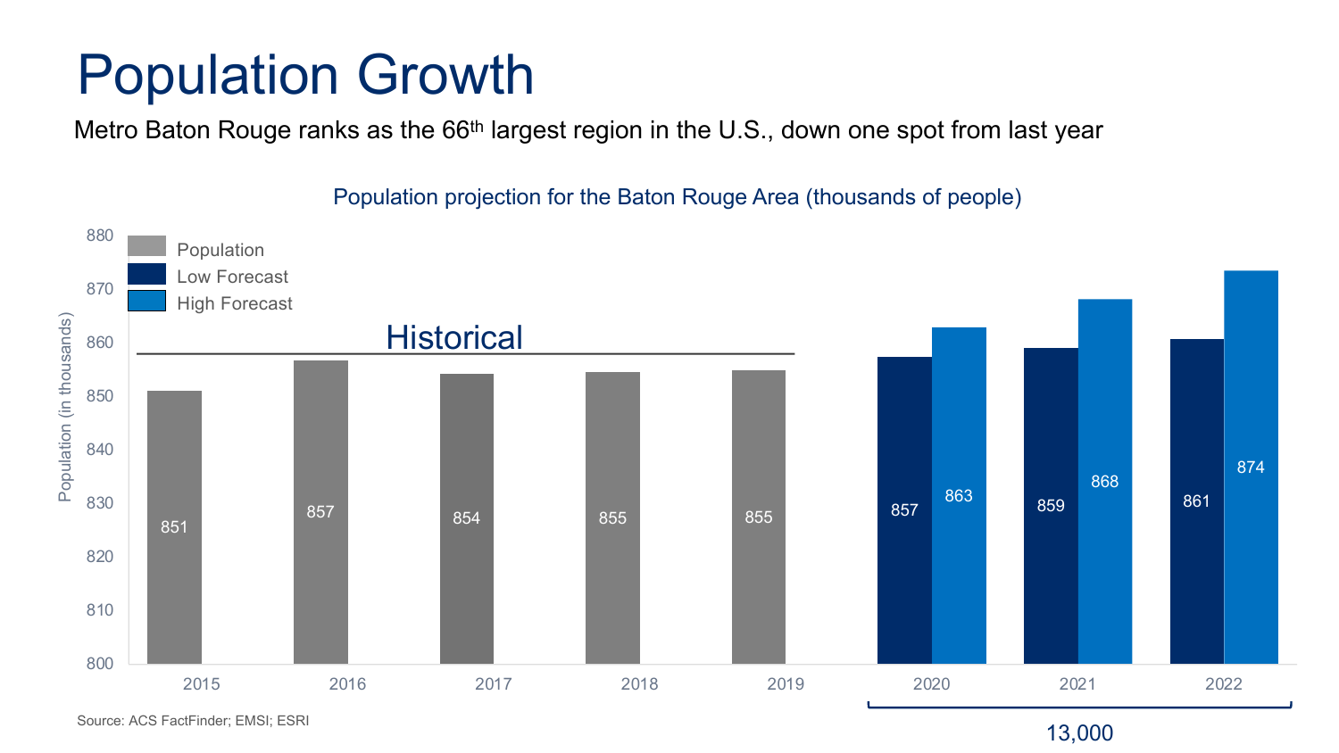# Population Growth

Metro Baton Rouge ranks as the 66th largest region in the U.S., down one spot from last year

Population projection for the Baton Rouge Area (thousands of people)

| Year | Population | Low Forecast | High Forecast |
|---|---|---|---|
| 2015 | 851 | | |
| 2016 | 857 | | |
| 2017 | 854 | | |
| 2018 | 855 | | |
| 2019 | 855 | | |
| 2020 | | 857 | 863 |
| 2021 | | 859 | 868 |
| 2022 | | 861 | 874 |

Historical: 2015–2019

2020–2022: 13,000

Source: ACS FactFinder; EMSI; ESRI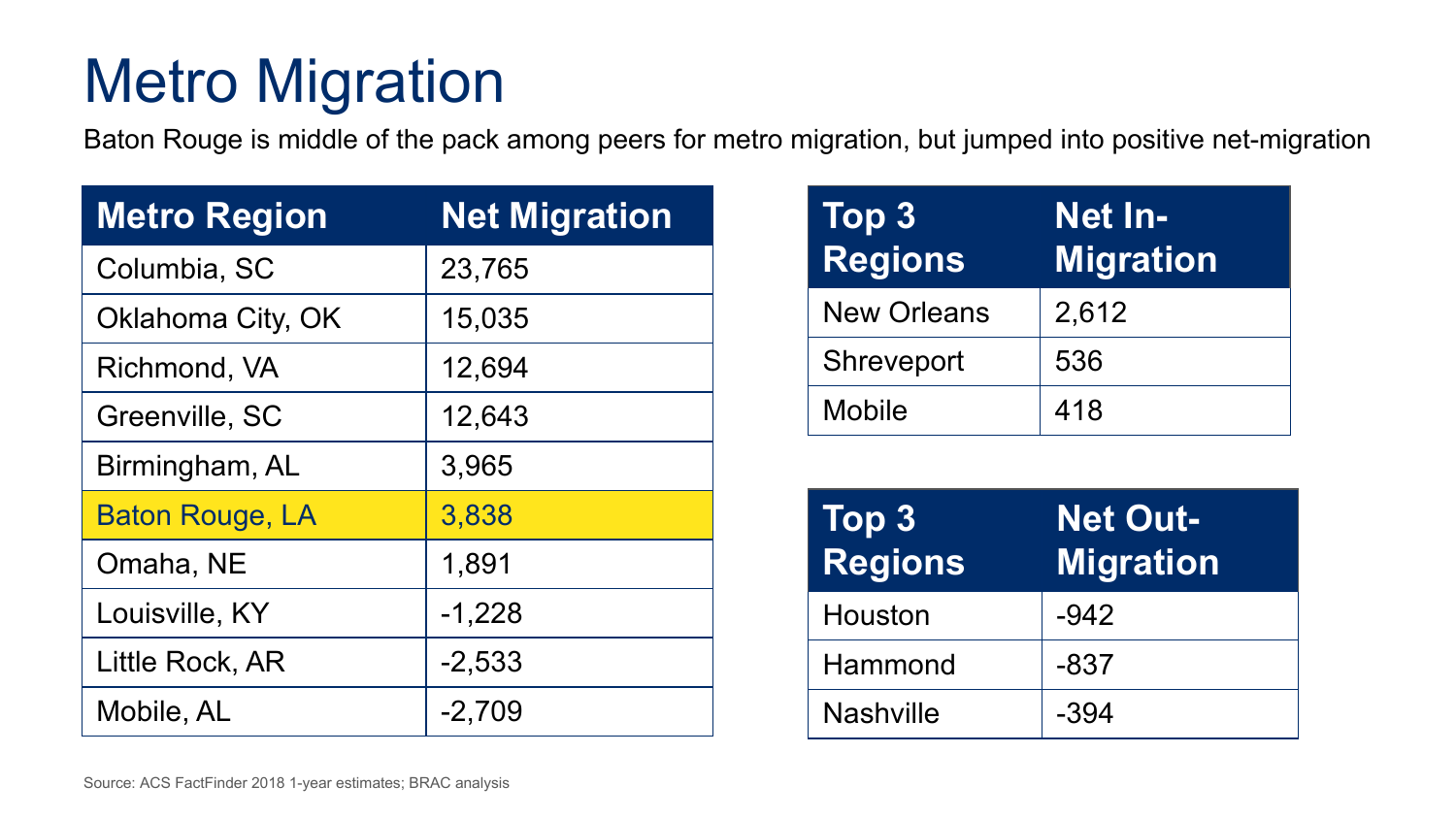# Metro Migration

Baton Rouge is middle of the pack among peers for metro migration, but jumped into positive net-migration

| Metro Region | Net Migration |
|---|---|
| Columbia, SC | 23,765 |
| Oklahoma City, OK | 15,035 |
| Richmond, VA | 12,694 |
| Greenville, SC | 12,643 |
| Birmingham, AL | 3,965 |
| Baton Rouge, LA | 3,838 |
| Omaha, NE | 1,891 |
| Louisville, KY | -1,228 |
| Little Rock, AR | -2,533 |
| Mobile, AL | -2,709 |

| Top 3 Regions | Net In-Migration |
|---|---|
| New Orleans | 2,612 |
| Shreveport | 536 |
| Mobile | 418 |

| Top 3 Regions | Net Out-Migration |
|---|---|
| Houston | -942 |
| Hammond | -837 |
| Nashville | -394 |

Source: ACS FactFinder 2018 1-year estimates; BRAC analysis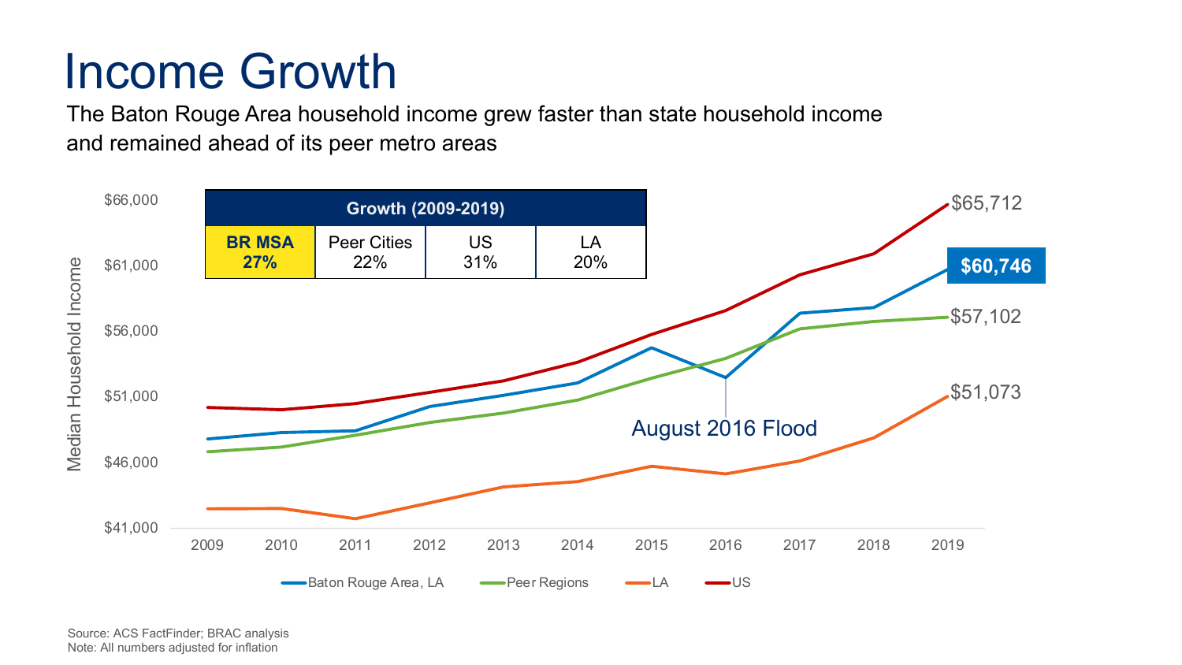# Income Growth

The Baton Rouge Area household income grew faster than state household income and remained ahead of its peer metro areas

| Growth (2009-2019) | | | |
|---|---|---|---|
| **BR MSA 27%** | Peer Cities 22% | US 31% | LA 20% |

Median Household Income

$65,712

$60,746

$57,102

$51,073

August 2016 Flood

Baton Rouge Area, LA — Peer Regions — LA — US

Source: ACS FactFinder; BRAC analysis
Note: All numbers adjusted for inflation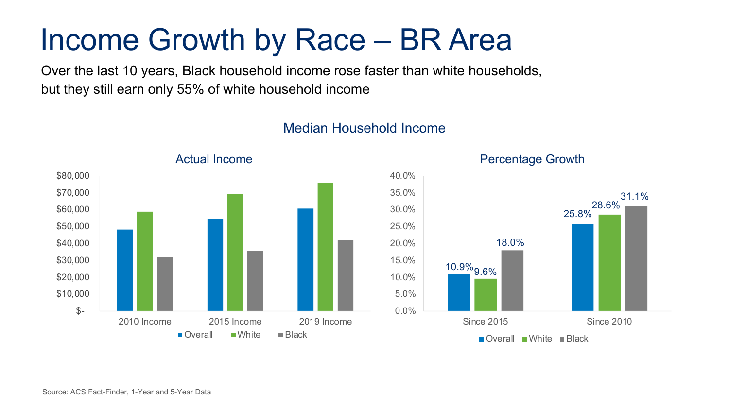# Income Growth by Race – BR Area

Over the last 10 years, Black household income rose faster than white households, but they still earn only 55% of white household income

## Median Household Income

### Actual Income

$80,000
$70,000
$60,000
$50,000
$40,000
$30,000
$20,000
$10,000
$-

2010 Income | 2015 Income | 2019 Income

Overall | White | Black

### Percentage Growth

| | Overall | White | Black |
|---|---|---|---|
| Since 2015 | 10.9% | 9.6% | 18.0% |
| Since 2010 | 25.8% | 28.6% | 31.1% |

Source: ACS Fact-Finder, 1-Year and 5-Year Data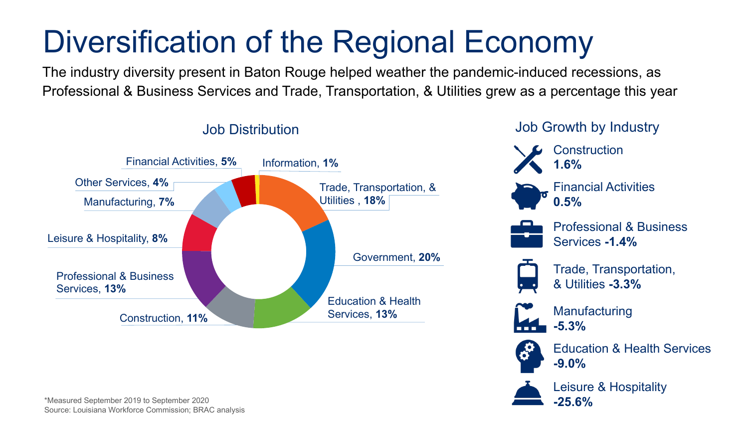# Diversification of the Regional Economy

The industry diversity present in Baton Rouge helped weather the pandemic-induced recessions, as Professional & Business Services and Trade, Transportation, & Utilities grew as a percentage this year

## Job Distribution

| Industry | Share |
|---|---|
| Government | **20%** |
| Trade, Transportation, & Utilities | **18%** |
| Education & Health Services | **13%** |
| Professional & Business Services | **13%** |
| Construction | **11%** |
| Leisure & Hospitality | **8%** |
| Manufacturing | **7%** |
| Financial Activities | **5%** |
| Other Services | **4%** |
| Information | **1%** |

## Job Growth by Industry

- Construction **1.6%**
- Financial Activities **0.5%**
- Professional & Business Services **-1.4%**
- Trade, Transportation, & Utilities **-3.3%**
- Manufacturing **-5.3%**
- Education & Health Services **-9.0%**
- Leisure & Hospitality **-25.6%**

*Measured September 2019 to September 2020
Source: Louisiana Workforce Commission; BRAC analysis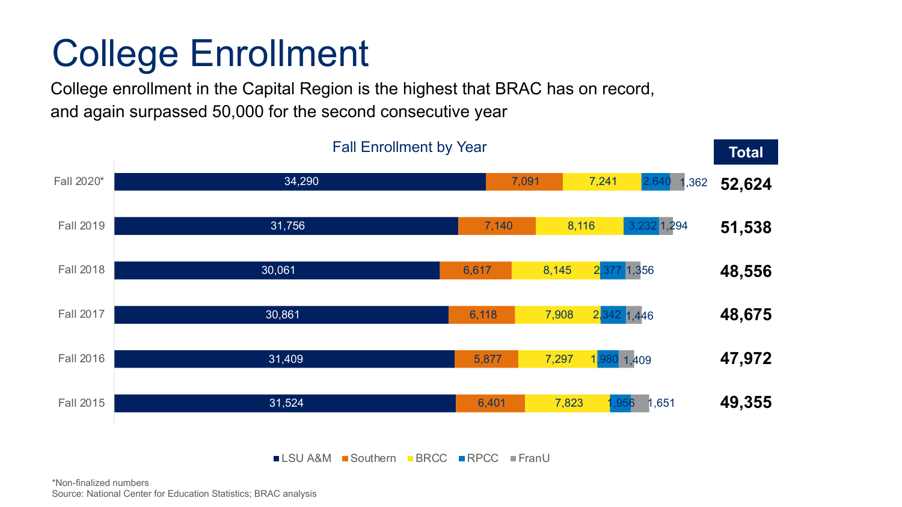# College Enrollment

College enrollment in the Capital Region is the highest that BRAC has on record, and again surpassed 50,000 for the second consecutive year

**Fall Enrollment by Year**

| Year | LSU A&M | Southern | BRCC | RPCC | FranU | Total |
|---|---|---|---|---|---|---|
| Fall 2020* | 34,290 | 7,091 | 7,241 | 2,640 | 1,362 | 52,624 |
| Fall 2019 | 31,756 | 7,140 | 8,116 | 3,232 | 1,294 | 51,538 |
| Fall 2018 | 30,061 | 6,617 | 8,145 | 2,377 | 1,356 | 48,556 |
| Fall 2017 | 30,861 | 6,118 | 7,908 | 2,342 | 1,446 | 48,675 |
| Fall 2016 | 31,409 | 5,877 | 7,297 | 1,980 | 1,409 | 47,972 |
| Fall 2015 | 31,524 | 6,401 | 7,823 | 1,956 | 1,651 | 49,355 |

*Non-finalized numbers

Source: National Center for Education Statistics; BRAC analysis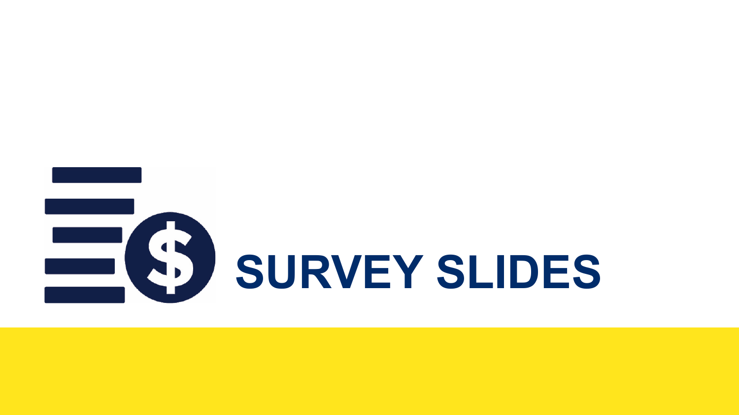# SURVEY SLIDES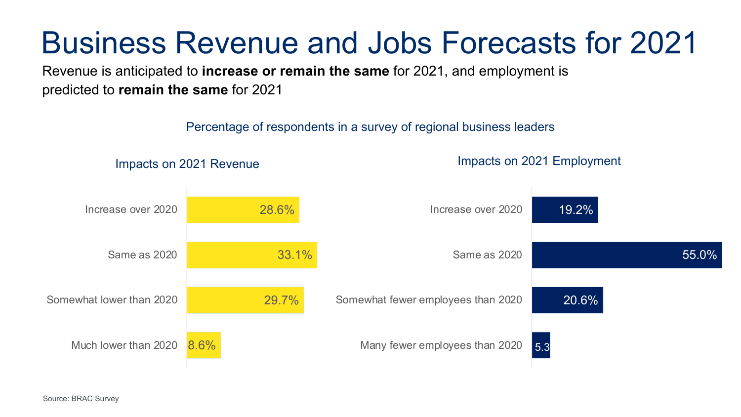# Business Revenue and Jobs Forecasts for 2021

Revenue is anticipated to **increase or remain the same** for 2021, and employment is predicted to **remain the same** for 2021

Percentage of respondents in a survey of regional business leaders

### Impacts on 2021 Revenue

| Category | Percentage |
|---|---|
| Increase over 2020 | 28.6% |
| Same as 2020 | 33.1% |
| Somewhat lower than 2020 | 29.7% |
| Much lower than 2020 | 8.6% |

### Impacts on 2021 Employment

| Category | Percentage |
|---|---|
| Increase over 2020 | 19.2% |
| Same as 2020 | 55.0% |
| Somewhat fewer employees than 2020 | 20.6% |
| Many fewer employees than 2020 | 5.3 |

Source: BRAC Survey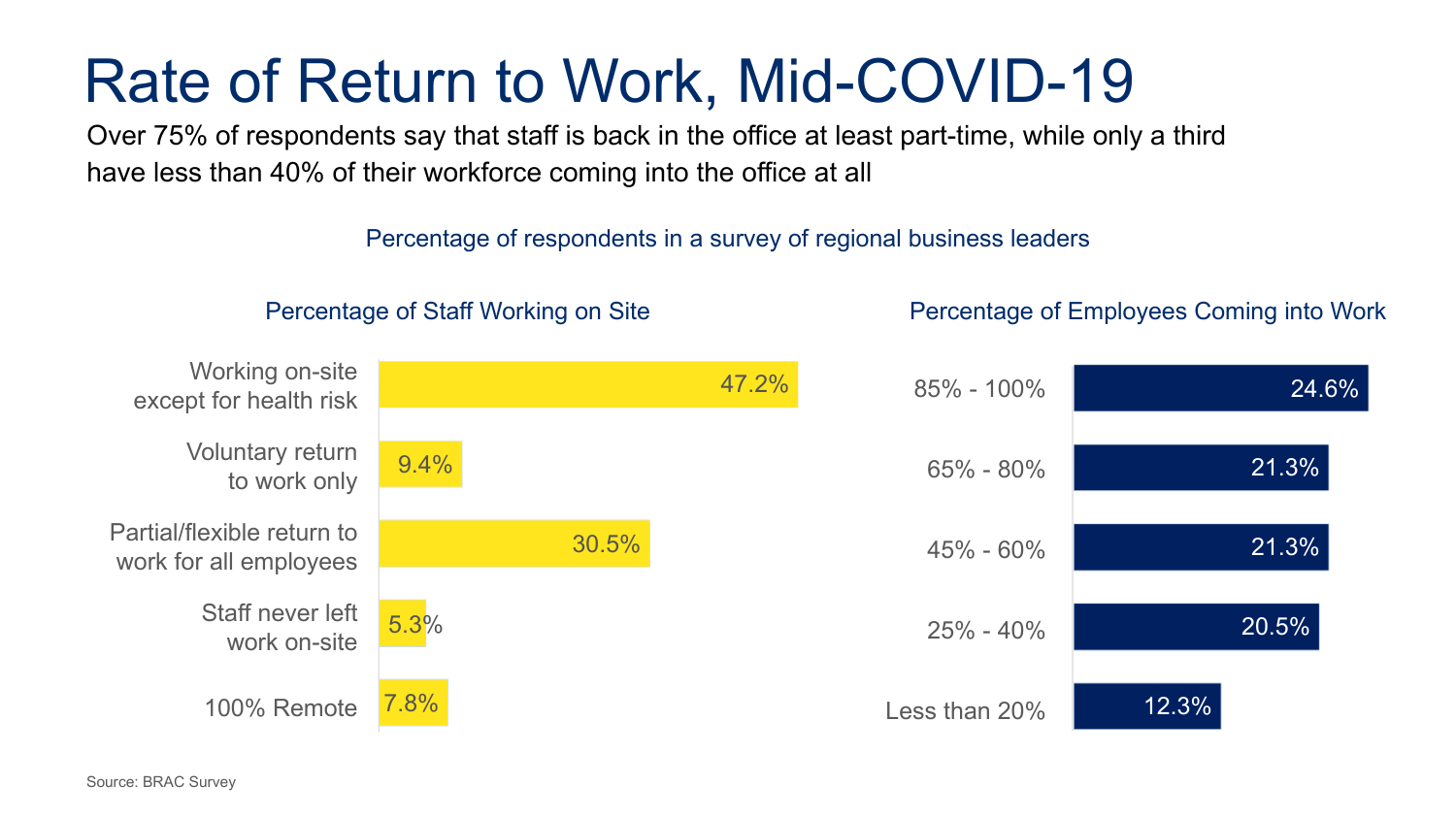# Rate of Return to Work, Mid-COVID-19

Over 75% of respondents say that staff is back in the office at least part-time, while only a third have less than 40% of their workforce coming into the office at all

Percentage of respondents in a survey of regional business leaders

### Percentage of Staff Working on Site

| Category | Percentage |
| --- | --- |
| Working on-site except for health risk | 47.2% |
| Voluntary return to work only | 9.4% |
| Partial/flexible return to work for all employees | 30.5% |
| Staff never left work on-site | 5.3% |
| 100% Remote | 7.8% |

### Percentage of Employees Coming into Work

| Range | Percentage |
| --- | --- |
| 85% - 100% | 24.6% |
| 65% - 80% | 21.3% |
| 45% - 60% | 21.3% |
| 25% - 40% | 20.5% |
| Less than 20% | 12.3% |

Source: BRAC Survey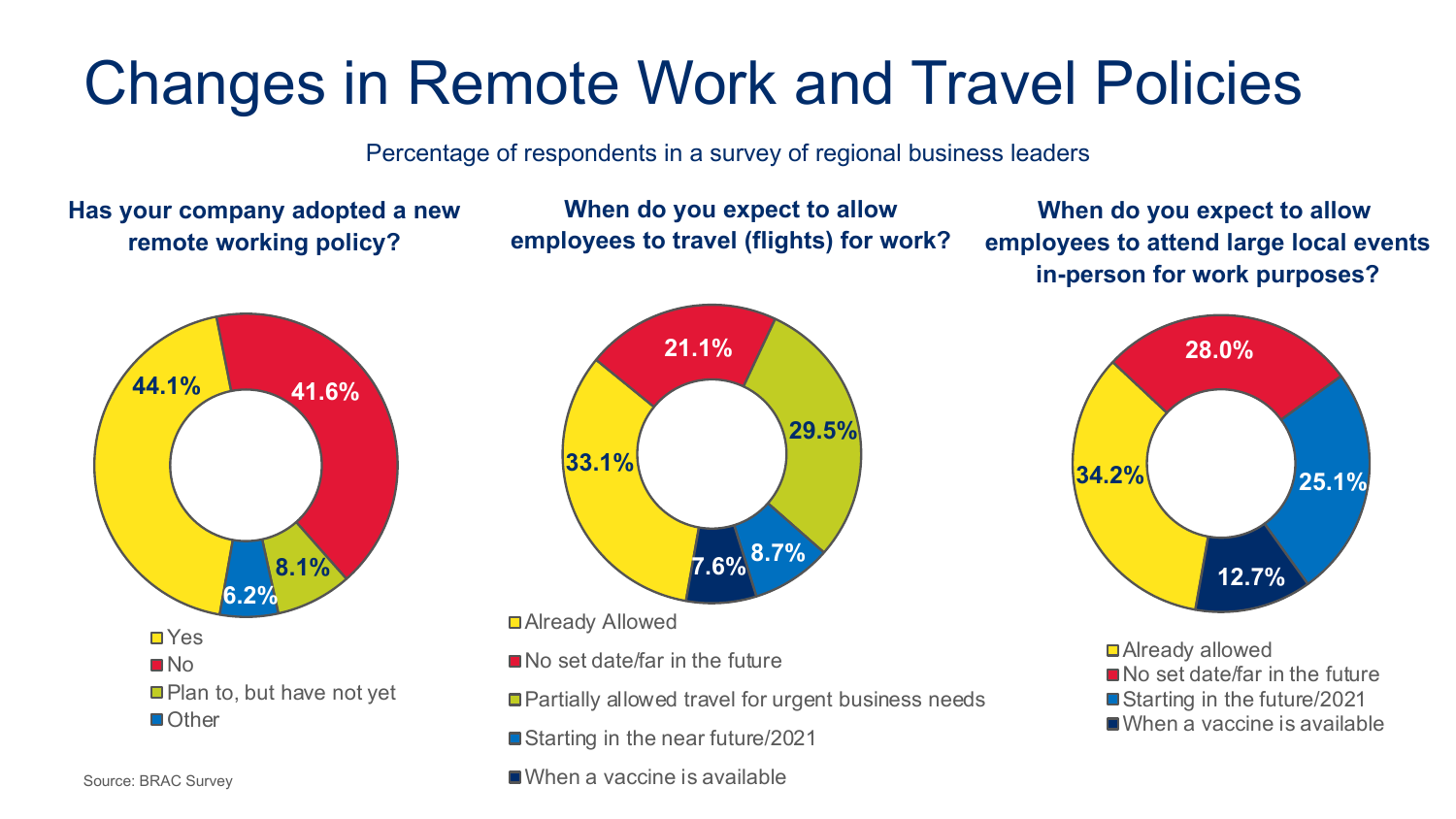# Changes in Remote Work and Travel Policies

Percentage of respondents in a survey of regional business leaders

### Has your company adopted a new remote working policy?

| Response | Percentage |
|---|---|
| Yes | 44.1% |
| No | 41.6% |
| Plan to, but have not yet | 8.1% |
| Other | 6.2% |

### When do you expect to allow employees to travel (flights) for work?

| Response | Percentage |
|---|---|
| Already Allowed | 33.1% |
| No set date/far in the future | 21.1% |
| Partially allowed travel for urgent business needs | 29.5% |
| Starting in the near future/2021 | 8.7% |
| When a vaccine is available | 7.6% |

### When do you expect to allow employees to attend large local events in-person for work purposes?

| Response | Percentage |
|---|---|
| Already allowed | 34.2% |
| No set date/far in the future | 28.0% |
| Starting in the future/2021 | 25.1% |
| When a vaccine is available | 12.7% |

Source: BRAC Survey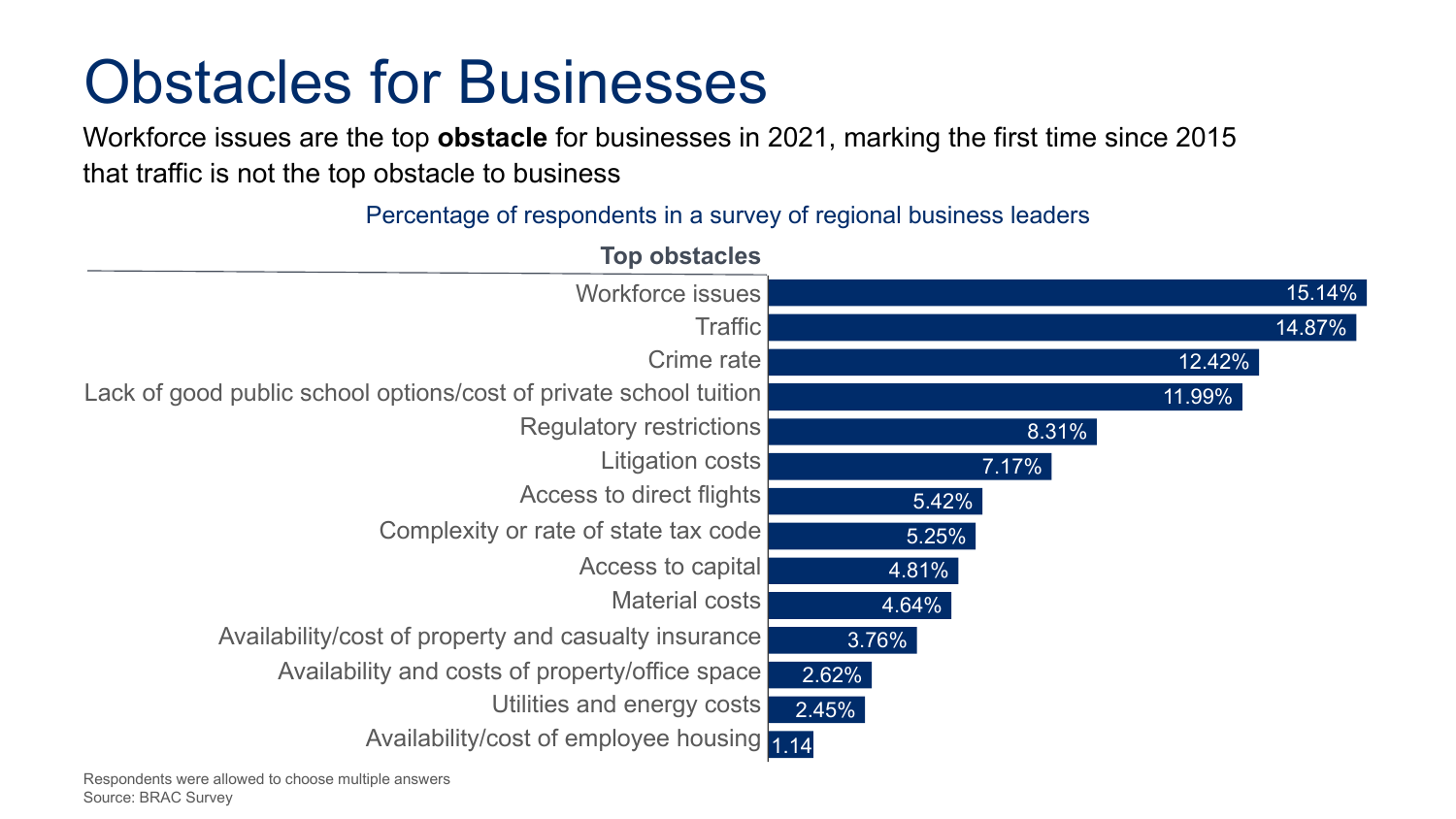# Obstacles for Businesses

Workforce issues are the top **obstacle** for businesses in 2021, marking the first time since 2015 that traffic is not the top obstacle to business

Percentage of respondents in a survey of regional business leaders

| Top obstacles | |
|---|---|
| Workforce issues | 15.14% |
| Traffic | 14.87% |
| Crime rate | 12.42% |
| Lack of good public school options/cost of private school tuition | 11.99% |
| Regulatory restrictions | 8.31% |
| Litigation costs | 7.17% |
| Access to direct flights | 5.42% |
| Complexity or rate of state tax code | 5.25% |
| Access to capital | 4.81% |
| Material costs | 4.64% |
| Availability/cost of property and casualty insurance | 3.76% |
| Availability and costs of property/office space | 2.62% |
| Utilities and energy costs | 2.45% |
| Availability/cost of employee housing | 1.14 |

Respondents were allowed to choose multiple answers

Source: BRAC Survey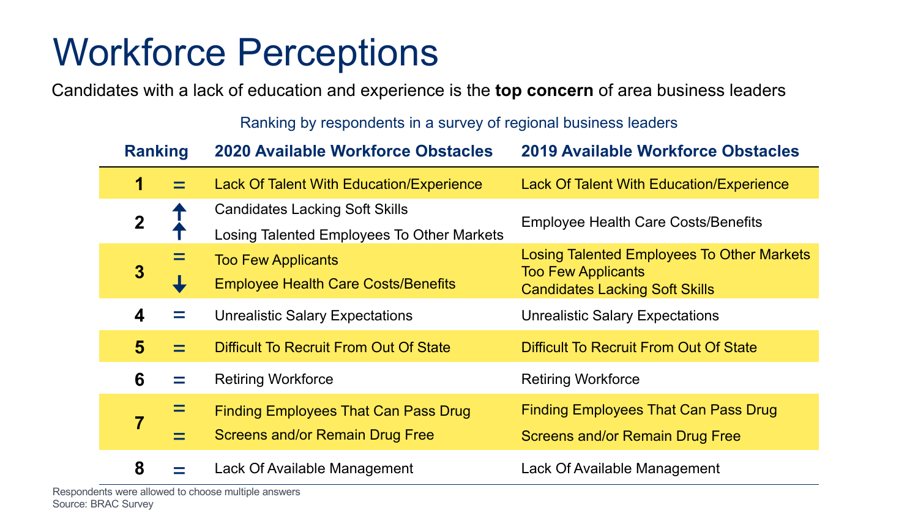# Workforce Perceptions

Candidates with a lack of education and experience is the **top concern** of area business leaders

Ranking by respondents in a survey of regional business leaders

| Ranking | | 2020 Available Workforce Obstacles | 2019 Available Workforce Obstacles |
|---|---|---|---|
| 1 | = | Lack Of Talent With Education/Experience | Lack Of Talent With Education/Experience |
| 2 | ↑ | Candidates Lacking Soft Skills | Employee Health Care Costs/Benefits |
| | ↑ | Losing Talented Employees To Other Markets | |
| 3 | = | Too Few Applicants | Losing Talented Employees To Other Markets<br>Too Few Applicants<br>Candidates Lacking Soft Skills |
| | ↓ | Employee Health Care Costs/Benefits | |
| 4 | = | Unrealistic Salary Expectations | Unrealistic Salary Expectations |
| 5 | = | Difficult To Recruit From Out Of State | Difficult To Recruit From Out Of State |
| 6 | = | Retiring Workforce | Retiring Workforce |
| 7 | = | Finding Employees That Can Pass Drug | Finding Employees That Can Pass Drug |
| | = | Screens and/or Remain Drug Free | Screens and/or Remain Drug Free |
| 8 | = | Lack Of Available Management | Lack Of Available Management |

Respondents were allowed to choose multiple answers

Source: BRAC Survey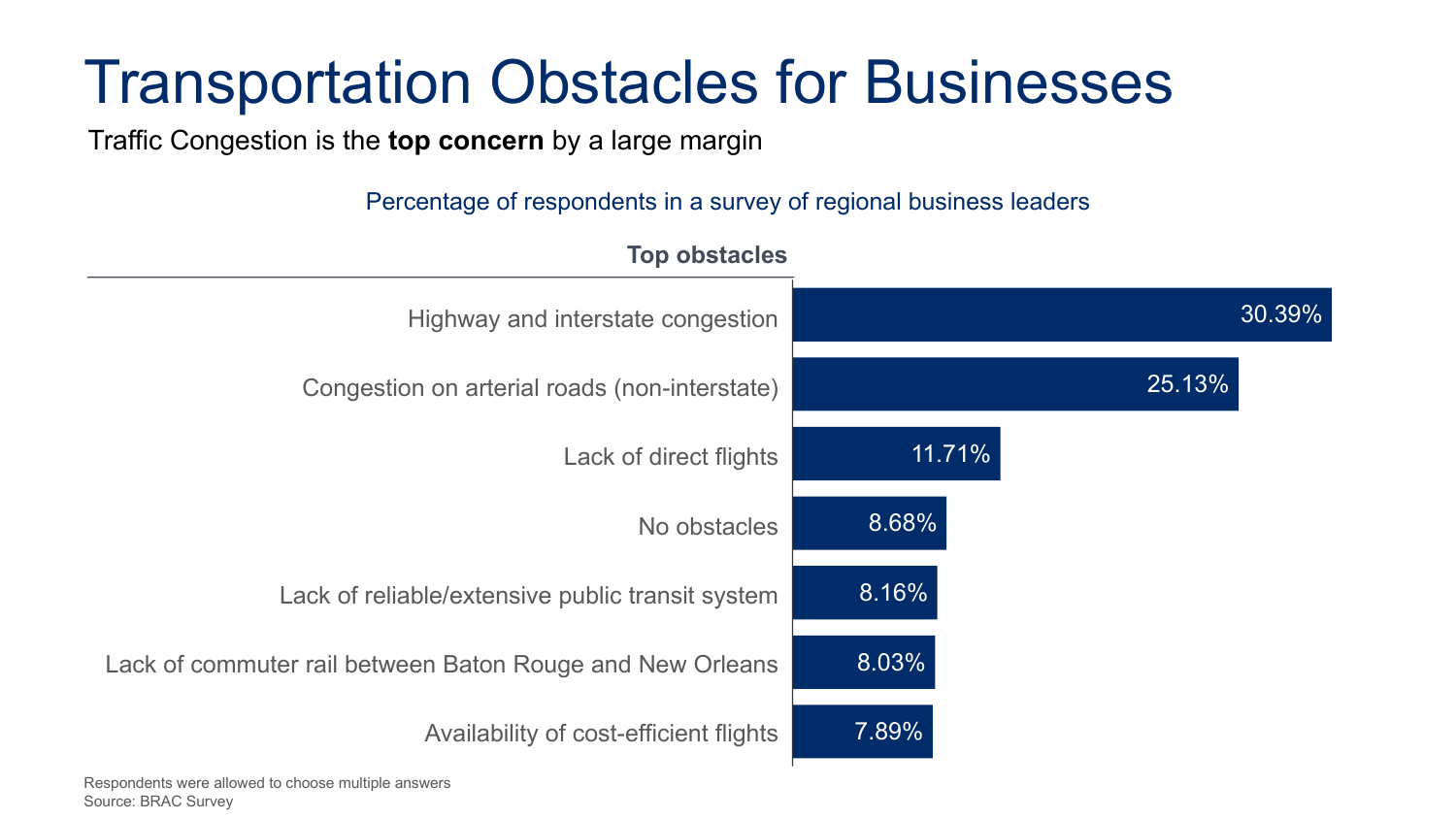# Transportation Obstacles for Businesses

Traffic Congestion is the **top concern** by a large margin

Percentage of respondents in a survey of regional business leaders

| Top obstacles | |
|---|---|
| Highway and interstate congestion | 30.39% |
| Congestion on arterial roads (non-interstate) | 25.13% |
| Lack of direct flights | 11.71% |
| No obstacles | 8.68% |
| Lack of reliable/extensive public transit system | 8.16% |
| Lack of commuter rail between Baton Rouge and New Orleans | 8.03% |
| Availability of cost-efficient flights | 7.89% |

Respondents were allowed to choose multiple answers
Source: BRAC Survey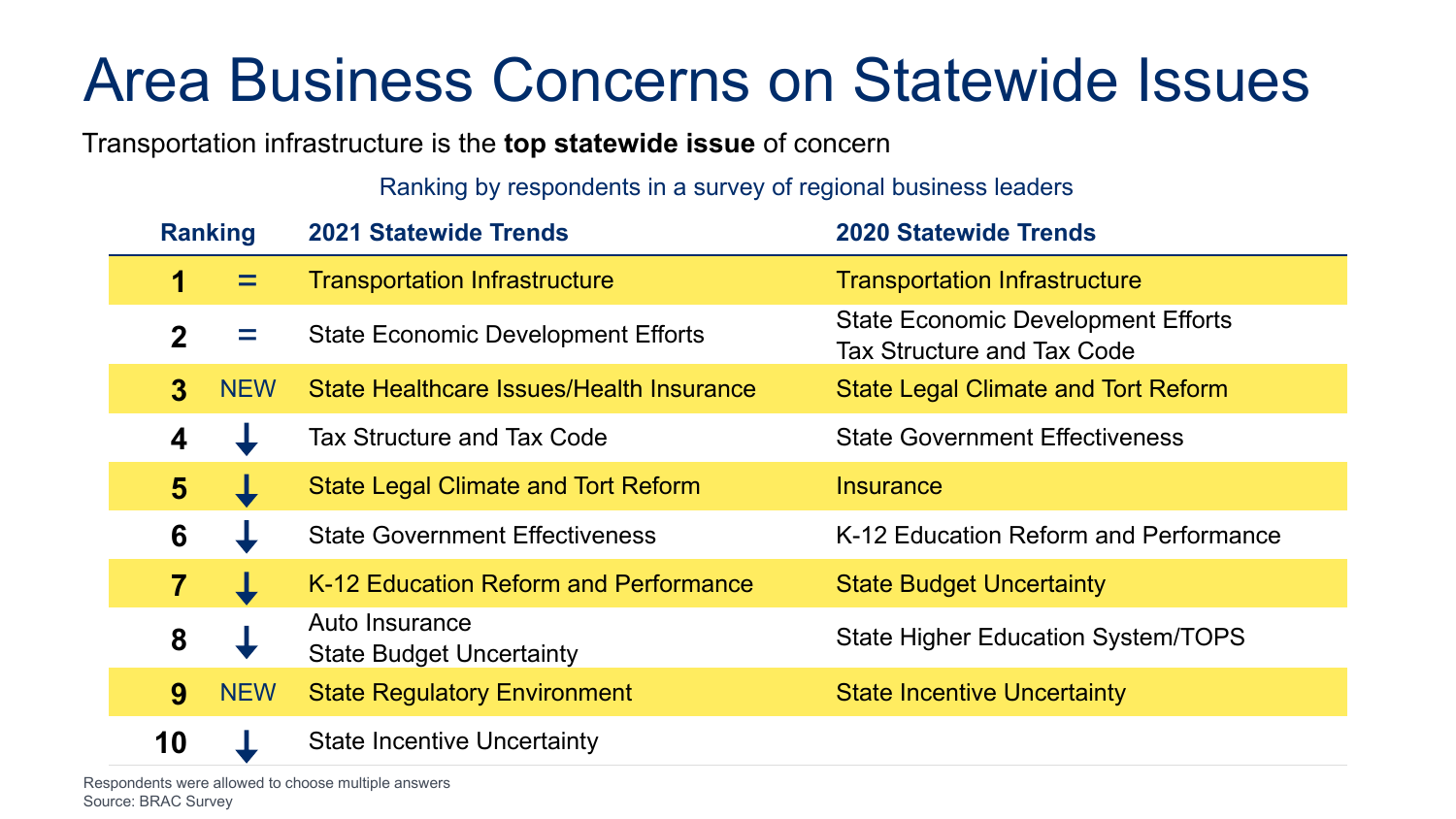# Area Business Concerns on Statewide Issues

Transportation infrastructure is the **top statewide issue** of concern

Ranking by respondents in a survey of regional business leaders

| Ranking | | 2021 Statewide Trends | 2020 Statewide Trends |
|---|---|---|---|
| 1 | = | Transportation Infrastructure | Transportation Infrastructure |
| 2 | = | State Economic Development Efforts | State Economic Development Efforts<br>Tax Structure and Tax Code |
| 3 | NEW | State Healthcare Issues/Health Insurance | State Legal Climate and Tort Reform |
| 4 | ↓ | Tax Structure and Tax Code | State Government Effectiveness |
| 5 | ↓ | State Legal Climate and Tort Reform | Insurance |
| 6 | ↓ | State Government Effectiveness | K-12 Education Reform and Performance |
| 7 | ↓ | K-12 Education Reform and Performance | State Budget Uncertainty |
| 8 | ↓ | Auto Insurance<br>State Budget Uncertainty | State Higher Education System/TOPS |
| 9 | NEW | State Regulatory Environment | State Incentive Uncertainty |
| 10 | ↓ | State Incentive Uncertainty | |

Respondents were allowed to choose multiple answers

Source: BRAC Survey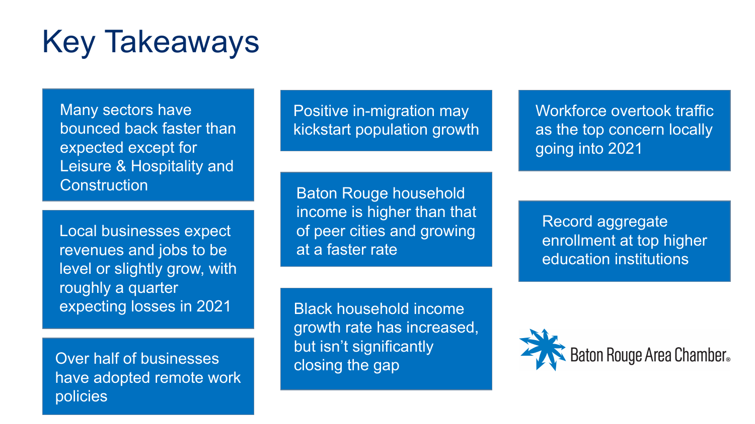# Key Takeaways

Many sectors have bounced back faster than expected except for Leisure & Hospitality and Construction

Local businesses expect revenues and jobs to be level or slightly grow, with roughly a quarter expecting losses in 2021

Over half of businesses have adopted remote work policies

Positive in-migration may kickstart population growth

Baton Rouge household income is higher than that of peer cities and growing at a faster rate

Black household income growth rate has increased, but isn't significantly closing the gap

Workforce overtook traffic as the top concern locally going into 2021

Record aggregate enrollment at top higher education institutions

Baton Rouge Area Chamber®